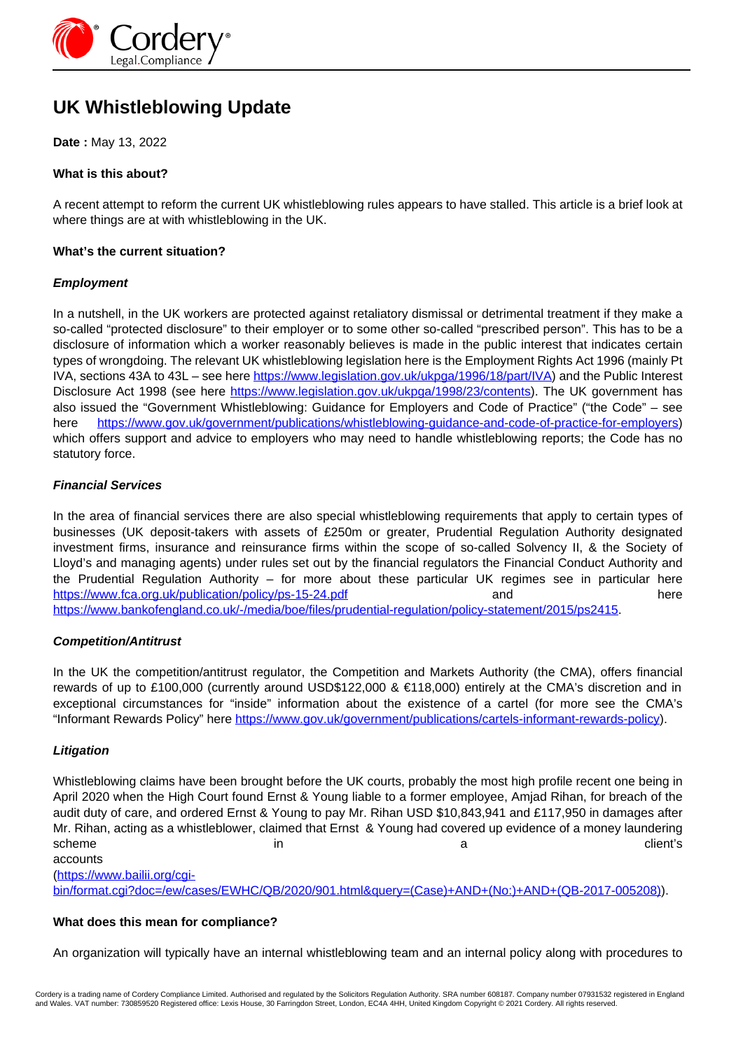# UK Whistleblowing Update

**Date :** May 13, 2022

**What is this about?**

A recent attempt to reform the current UK whistleblowing rules appears to have stalled. This article is a brief look at where things are at with whistleblowing in the UK.

**What's the current situation?**

***Employment***

In a nutshell, in the UK workers are protected against retaliatory dismissal or detrimental treatment if they make a so-called "protected disclosure" to their employer or to some other so-called "prescribed person". This has to be a disclosure of information which a worker reasonably believes is made in the public interest that indicates certain types of wrongdoing. The relevant UK whistleblowing legislation here is the Employment Rights Act 1996 (mainly Pt IVA, sections 43A to 43L – see here https://www.legislation.gov.uk/ukpga/1996/18/part/IVA) and the Public Interest Disclosure Act 1998 (see here https://www.legislation.gov.uk/ukpga/1998/23/contents). The UK government has also issued the "Government Whistleblowing: Guidance for Employers and Code of Practice" ("the Code" – see here https://www.gov.uk/government/publications/whistleblowing-guidance-and-code-of-practice-for-employers) which offers support and advice to employers who may need to handle whistleblowing reports; the Code has no statutory force.

***Financial Services***

In the area of financial services there are also special whistleblowing requirements that apply to certain types of businesses (UK deposit-takers with assets of £250m or greater, Prudential Regulation Authority designated investment firms, insurance and reinsurance firms within the scope of so-called Solvency II, & the Society of Lloyd's and managing agents) under rules set out by the financial regulators the Financial Conduct Authority and the Prudential Regulation Authority – for more about these particular UK regimes see in particular here https://www.fca.org.uk/publication/policy/ps-15-24.pdf and here https://www.bankofengland.co.uk/-/media/boe/files/prudential-regulation/policy-statement/2015/ps2415.

***Competition/Antitrust***

In the UK the competition/antitrust regulator, the Competition and Markets Authority (the CMA), offers financial rewards of up to £100,000 (currently around USD$122,000 & €118,000) entirely at the CMA's discretion and in exceptional circumstances for "inside" information about the existence of a cartel (for more see the CMA's "Informant Rewards Policy" here https://www.gov.uk/government/publications/cartels-informant-rewards-policy).

***Litigation***

Whistleblowing claims have been brought before the UK courts, probably the most high profile recent one being in April 2020 when the High Court found Ernst & Young liable to a former employee, Amjad Rihan, for breach of the audit duty of care, and ordered Ernst & Young to pay Mr. Rihan USD $10,843,941 and £117,950 in damages after Mr. Rihan, acting as a whistleblower, claimed that Ernst & Young had covered up evidence of a money laundering scheme in a client's accounts (https://www.bailii.org/cgi-bin/format.cgi?doc=/ew/cases/EWHC/QB/2020/901.html&query=(Case)+AND+(No:)+AND+(QB-2017-005208)).

**What does this mean for compliance?**

An organization will typically have an internal whistleblowing team and an internal policy along with procedures to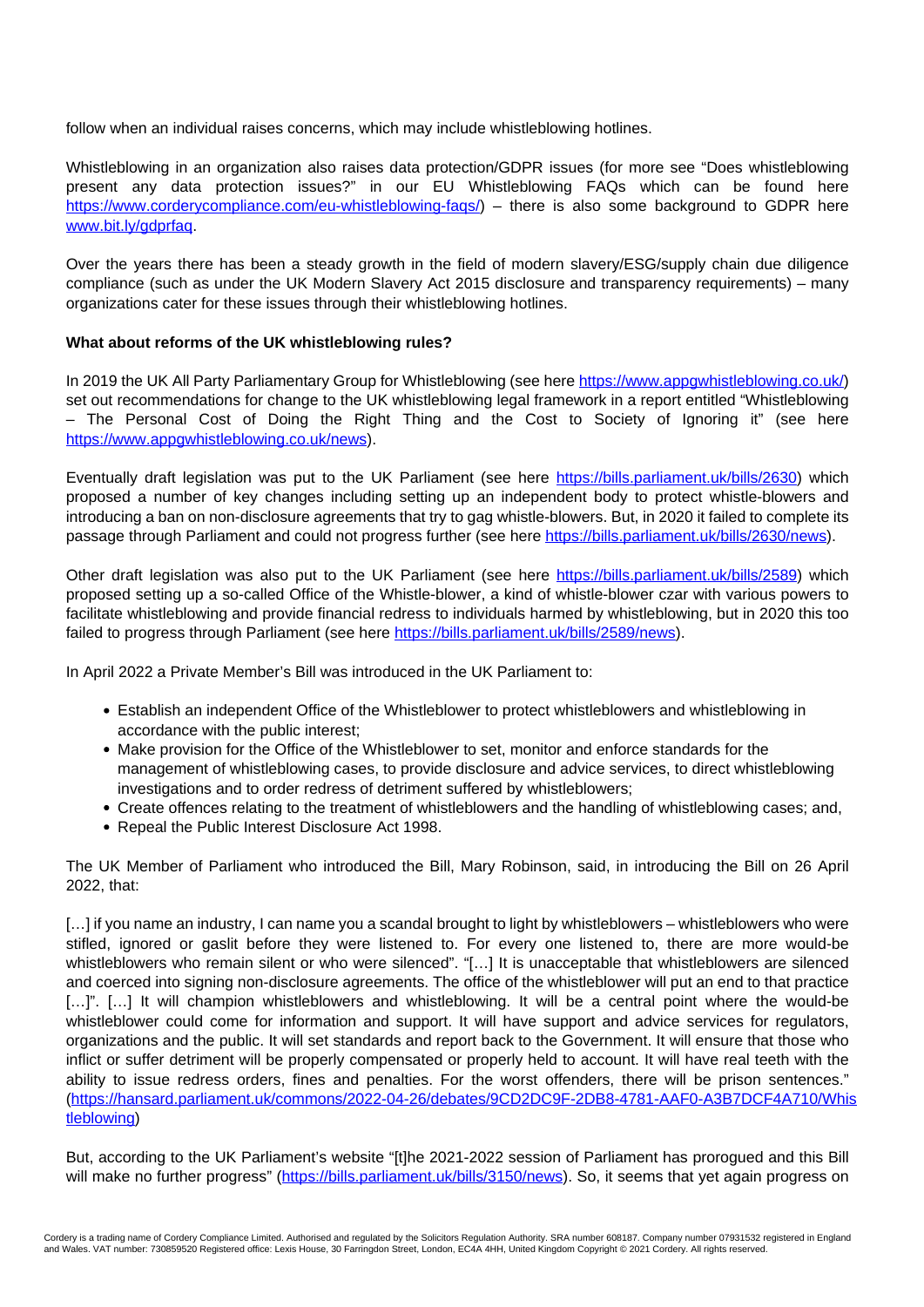follow when an individual raises concerns, which may include whistleblowing hotlines.

Whistleblowing in an organization also raises data protection/GDPR issues (for more see "Does whistleblowing present any data protection issues?" in our EU Whistleblowing FAQs which can be found here https://www.corderycompliance.com/eu-whistleblowing-faqs/) – there is also some background to GDPR here www.bit.ly/gdprfaq.

Over the years there has been a steady growth in the field of modern slavery/ESG/supply chain due diligence compliance (such as under the UK Modern Slavery Act 2015 disclosure and transparency requirements) – many organizations cater for these issues through their whistleblowing hotlines.

**What about reforms of the UK whistleblowing rules?**

In 2019 the UK All Party Parliamentary Group for Whistleblowing (see here https://www.appgwhistleblowing.co.uk/) set out recommendations for change to the UK whistleblowing legal framework in a report entitled "Whistleblowing – The Personal Cost of Doing the Right Thing and the Cost to Society of Ignoring it" (see here https://www.appgwhistleblowing.co.uk/news).

Eventually draft legislation was put to the UK Parliament (see here https://bills.parliament.uk/bills/2630) which proposed a number of key changes including setting up an independent body to protect whistle-blowers and introducing a ban on non-disclosure agreements that try to gag whistle-blowers. But, in 2020 it failed to complete its passage through Parliament and could not progress further (see here https://bills.parliament.uk/bills/2630/news).

Other draft legislation was also put to the UK Parliament (see here https://bills.parliament.uk/bills/2589) which proposed setting up a so-called Office of the Whistle-blower, a kind of whistle-blower czar with various powers to facilitate whistleblowing and provide financial redress to individuals harmed by whistleblowing, but in 2020 this too failed to progress through Parliament (see here https://bills.parliament.uk/bills/2589/news).

In April 2022 a Private Member's Bill was introduced in the UK Parliament to:

- Establish an independent Office of the Whistleblower to protect whistleblowers and whistleblowing in accordance with the public interest;
- Make provision for the Office of the Whistleblower to set, monitor and enforce standards for the management of whistleblowing cases, to provide disclosure and advice services, to direct whistleblowing investigations and to order redress of detriment suffered by whistleblowers;
- Create offences relating to the treatment of whistleblowers and the handling of whistleblowing cases; and,
- Repeal the Public Interest Disclosure Act 1998.

The UK Member of Parliament who introduced the Bill, Mary Robinson, said, in introducing the Bill on 26 April 2022, that:

[…] if you name an industry, I can name you a scandal brought to light by whistleblowers – whistleblowers who were stifled, ignored or gaslit before they were listened to. For every one listened to, there are more would-be whistleblowers who remain silent or who were silenced". "[…] It is unacceptable that whistleblowers are silenced and coerced into signing non-disclosure agreements. The office of the whistleblower will put an end to that practice […]". […] It will champion whistleblowers and whistleblowing. It will be a central point where the would-be whistleblower could come for information and support. It will have support and advice services for regulators, organizations and the public. It will set standards and report back to the Government. It will ensure that those who inflict or suffer detriment will be properly compensated or properly held to account. It will have real teeth with the ability to issue redress orders, fines and penalties. For the worst offenders, there will be prison sentences." (https://hansard.parliament.uk/commons/2022-04-26/debates/9CD2DC9F-2DB8-4781-AAF0-A3B7DCF4A710/Whistleblowing)

But, according to the UK Parliament's website "[t]he 2021-2022 session of Parliament has prorogued and this Bill will make no further progress" (https://bills.parliament.uk/bills/3150/news). So, it seems that yet again progress on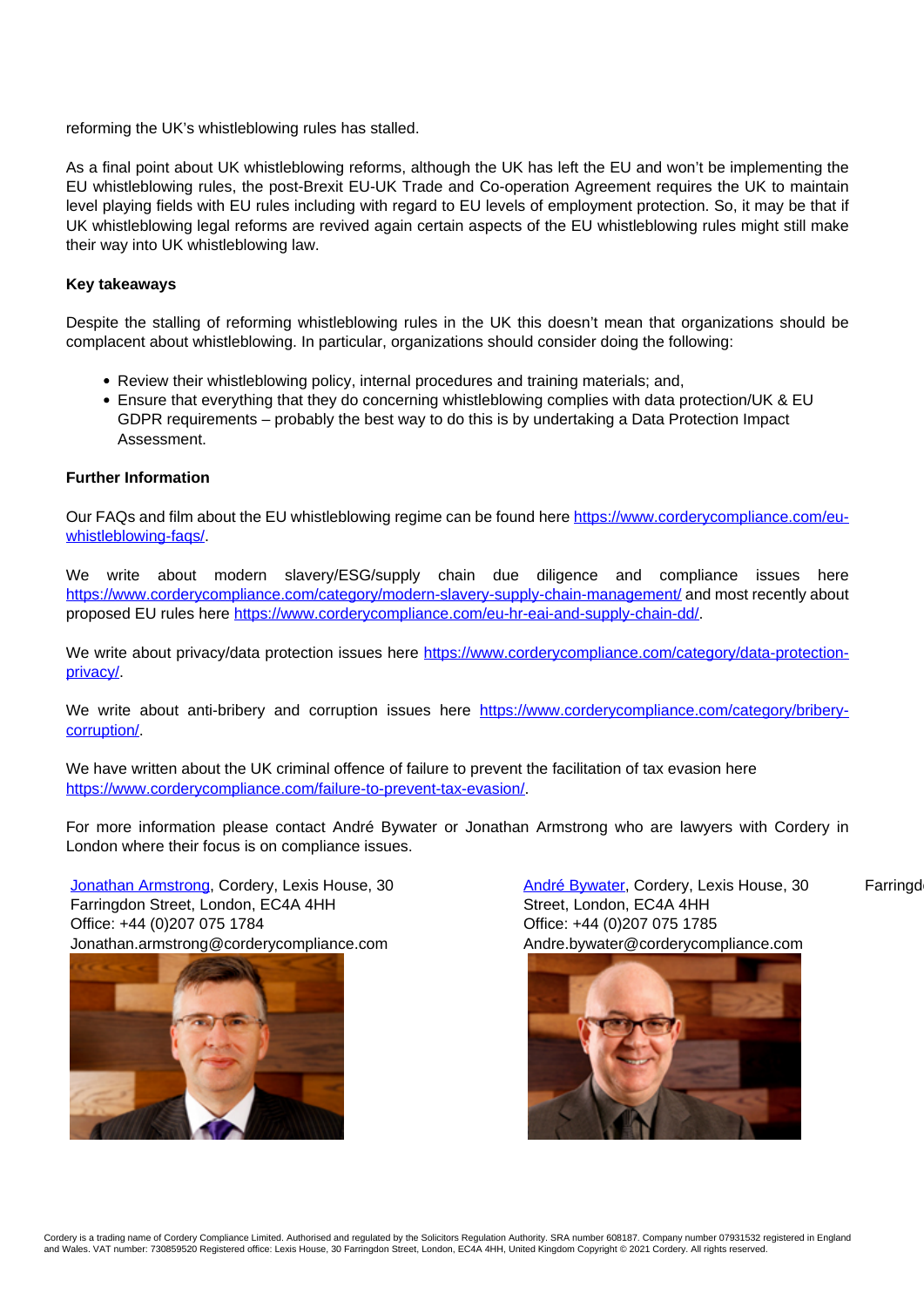reforming the UK's whistleblowing rules has stalled.

As a final point about UK whistleblowing reforms, although the UK has left the EU and won't be implementing the EU whistleblowing rules, the post-Brexit EU-UK Trade and Co-operation Agreement requires the UK to maintain level playing fields with EU rules including with regard to EU levels of employment protection. So, it may be that if UK whistleblowing legal reforms are revived again certain aspects of the EU whistleblowing rules might still make their way into UK whistleblowing law.

**Key takeaways**

Despite the stalling of reforming whistleblowing rules in the UK this doesn't mean that organizations should be complacent about whistleblowing. In particular, organizations should consider doing the following:

- Review their whistleblowing policy, internal procedures and training materials; and,
- Ensure that everything that they do concerning whistleblowing complies with data protection/UK & EU GDPR requirements – probably the best way to do this is by undertaking a Data Protection Impact Assessment.

**Further Information**

Our FAQs and film about the EU whistleblowing regime can be found here https://www.corderycompliance.com/eu-whistleblowing-faqs/.

We write about modern slavery/ESG/supply chain due diligence and compliance issues here https://www.corderycompliance.com/category/modern-slavery-supply-chain-management/ and most recently about proposed EU rules here https://www.corderycompliance.com/eu-hr-eai-and-supply-chain-dd/.

We write about privacy/data protection issues here https://www.corderycompliance.com/category/data-protection-privacy/.

We write about anti-bribery and corruption issues here https://www.corderycompliance.com/category/bribery-corruption/.

We have written about the UK criminal offence of failure to prevent the facilitation of tax evasion here https://www.corderycompliance.com/failure-to-prevent-tax-evasion/.

For more information please contact André Bywater or Jonathan Armstrong who are lawyers with Cordery in London where their focus is on compliance issues.

Jonathan Armstrong, Cordery, Lexis House, 30 Farringdon Street, London, EC4A 4HH
Office: +44 (0)207 075 1784
Jonathan.armstrong@corderycompliance.com

André Bywater, Cordery, Lexis House, 30 Farringdon Street, London, EC4A 4HH
Office: +44 (0)207 075 1785
Andre.bywater@corderycompliance.com

Cordery is a trading name of Cordery Compliance Limited. Authorised and regulated by the Solicitors Regulation Authority. SRA number 608187. Company number 07931532 registered in England and Wales. VAT number: 730859520 Registered office: Lexis House, 30 Farringdon Street, London, EC4A 4HH, United Kingdom Copyright © 2021 Cordery. All rights reserved.